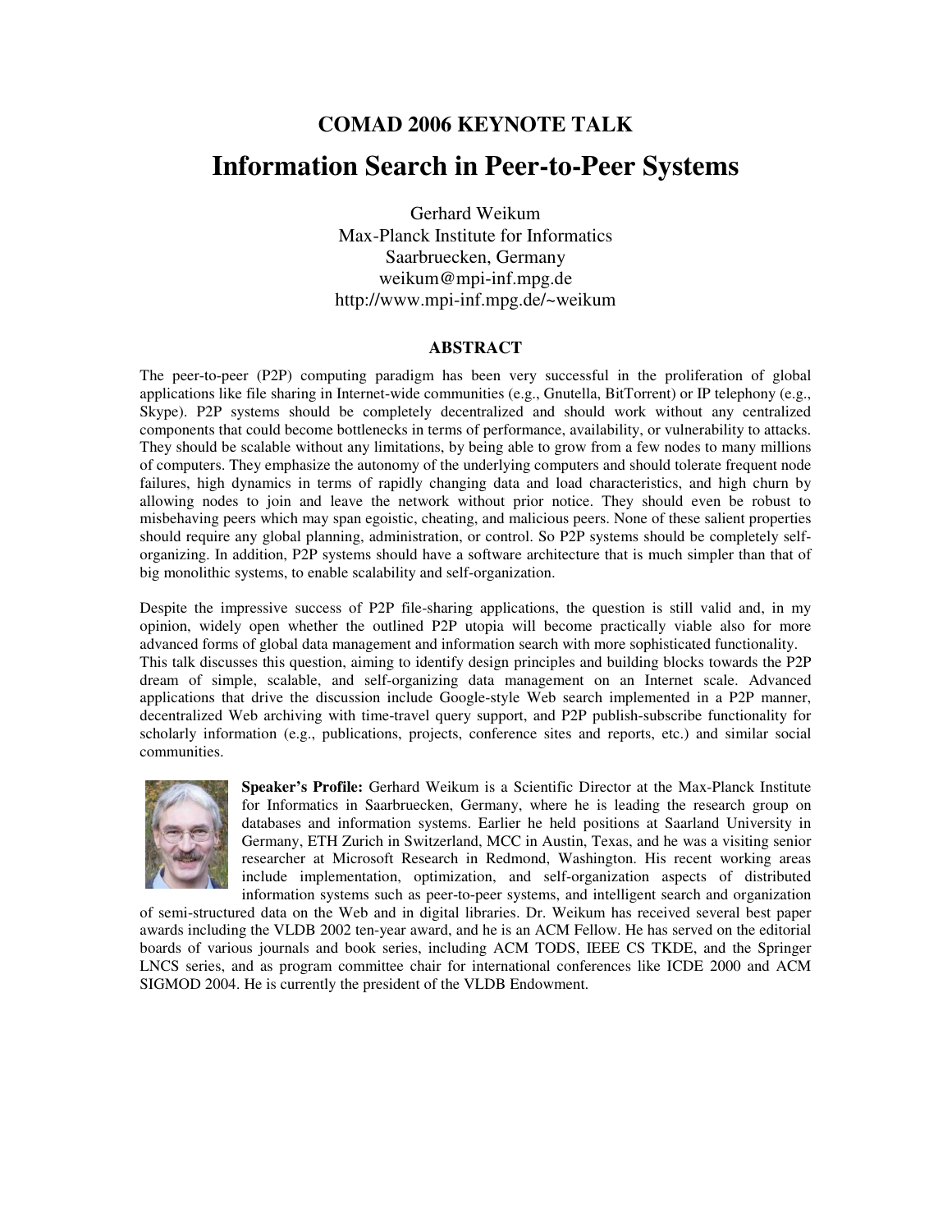## COMAD 2006 KEYNOTE TALK

# Information Search in Peer-to-Peer Systems

Gerhard Weikum
Max-Planck Institute for Informatics
Saarbruecken, Germany
weikum@mpi-inf.mpg.de
http://www.mpi-inf.mpg.de/~weikum

### ABSTRACT

The peer-to-peer (P2P) computing paradigm has been very successful in the proliferation of global applications like file sharing in Internet-wide communities (e.g., Gnutella, BitTorrent) or IP telephony (e.g., Skype). P2P systems should be completely decentralized and should work without any centralized components that could become bottlenecks in terms of performance, availability, or vulnerability to attacks. They should be scalable without any limitations, by being able to grow from a few nodes to many millions of computers. They emphasize the autonomy of the underlying computers and should tolerate frequent node failures, high dynamics in terms of rapidly changing data and load characteristics, and high churn by allowing nodes to join and leave the network without prior notice. They should even be robust to misbehaving peers which may span egoistic, cheating, and malicious peers. None of these salient properties should require any global planning, administration, or control. So P2P systems should be completely self-organizing. In addition, P2P systems should have a software architecture that is much simpler than that of big monolithic systems, to enable scalability and self-organization.

Despite the impressive success of P2P file-sharing applications, the question is still valid and, in my opinion, widely open whether the outlined P2P utopia will become practically viable also for more advanced forms of global data management and information search with more sophisticated functionality. This talk discusses this question, aiming to identify design principles and building blocks towards the P2P dream of simple, scalable, and self-organizing data management on an Internet scale. Advanced applications that drive the discussion include Google-style Web search implemented in a P2P manner, decentralized Web archiving with time-travel query support, and P2P publish-subscribe functionality for scholarly information (e.g., publications, projects, conference sites and reports, etc.) and similar social communities.

**Speaker's Profile:** Gerhard Weikum is a Scientific Director at the Max-Planck Institute for Informatics in Saarbruecken, Germany, where he is leading the research group on databases and information systems. Earlier he held positions at Saarland University in Germany, ETH Zurich in Switzerland, MCC in Austin, Texas, and he was a visiting senior researcher at Microsoft Research in Redmond, Washington. His recent working areas include implementation, optimization, and self-organization aspects of distributed information systems such as peer-to-peer systems, and intelligent search and organization of semi-structured data on the Web and in digital libraries. Dr. Weikum has received several best paper awards including the VLDB 2002 ten-year award, and he is an ACM Fellow. He has served on the editorial boards of various journals and book series, including ACM TODS, IEEE CS TKDE, and the Springer LNCS series, and as program committee chair for international conferences like ICDE 2000 and ACM SIGMOD 2004. He is currently the president of the VLDB Endowment.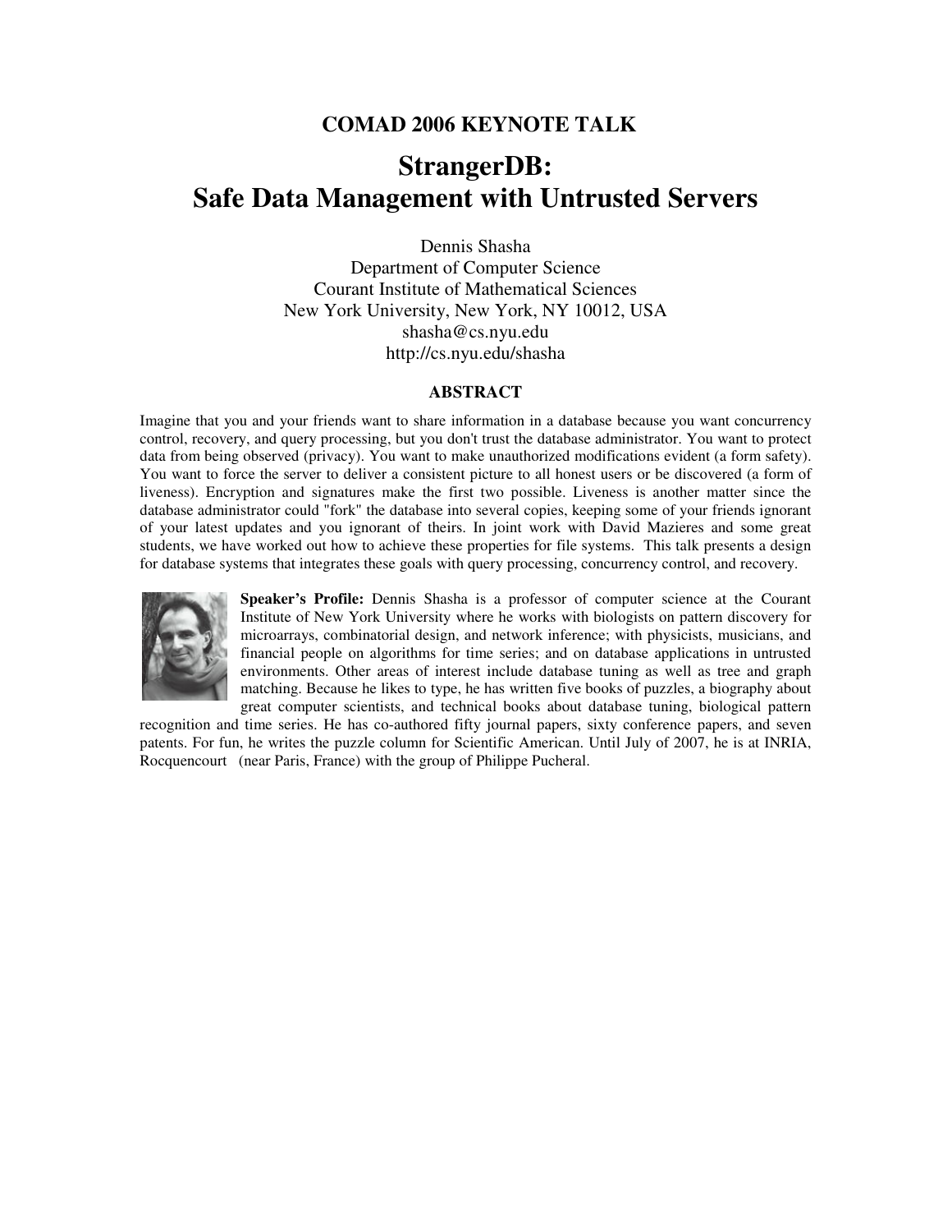**COMAD 2006 KEYNOTE TALK**

# StrangerDB: Safe Data Management with Untrusted Servers

Dennis Shasha
Department of Computer Science
Courant Institute of Mathematical Sciences
New York University, New York, NY 10012, USA
shasha@cs.nyu.edu
http://cs.nyu.edu/shasha

## ABSTRACT

Imagine that you and your friends want to share information in a database because you want concurrency control, recovery, and query processing, but you don't trust the database administrator. You want to protect data from being observed (privacy). You want to make unauthorized modifications evident (a form safety). You want to force the server to deliver a consistent picture to all honest users or be discovered (a form of liveness). Encryption and signatures make the first two possible. Liveness is another matter since the database administrator could "fork" the database into several copies, keeping some of your friends ignorant of your latest updates and you ignorant of theirs. In joint work with David Mazieres and some great students, we have worked out how to achieve these properties for file systems. This talk presents a design for database systems that integrates these goals with query processing, concurrency control, and recovery.

**Speaker's Profile:** Dennis Shasha is a professor of computer science at the Courant Institute of New York University where he works with biologists on pattern discovery for microarrays, combinatorial design, and network inference; with physicists, musicians, and financial people on algorithms for time series; and on database applications in untrusted environments. Other areas of interest include database tuning as well as tree and graph matching. Because he likes to type, he has written five books of puzzles, a biography about great computer scientists, and technical books about database tuning, biological pattern recognition and time series. He has co-authored fifty journal papers, sixty conference papers, and seven patents. For fun, he writes the puzzle column for Scientific American. Until July of 2007, he is at INRIA, Rocquencourt (near Paris, France) with the group of Philippe Pucheral.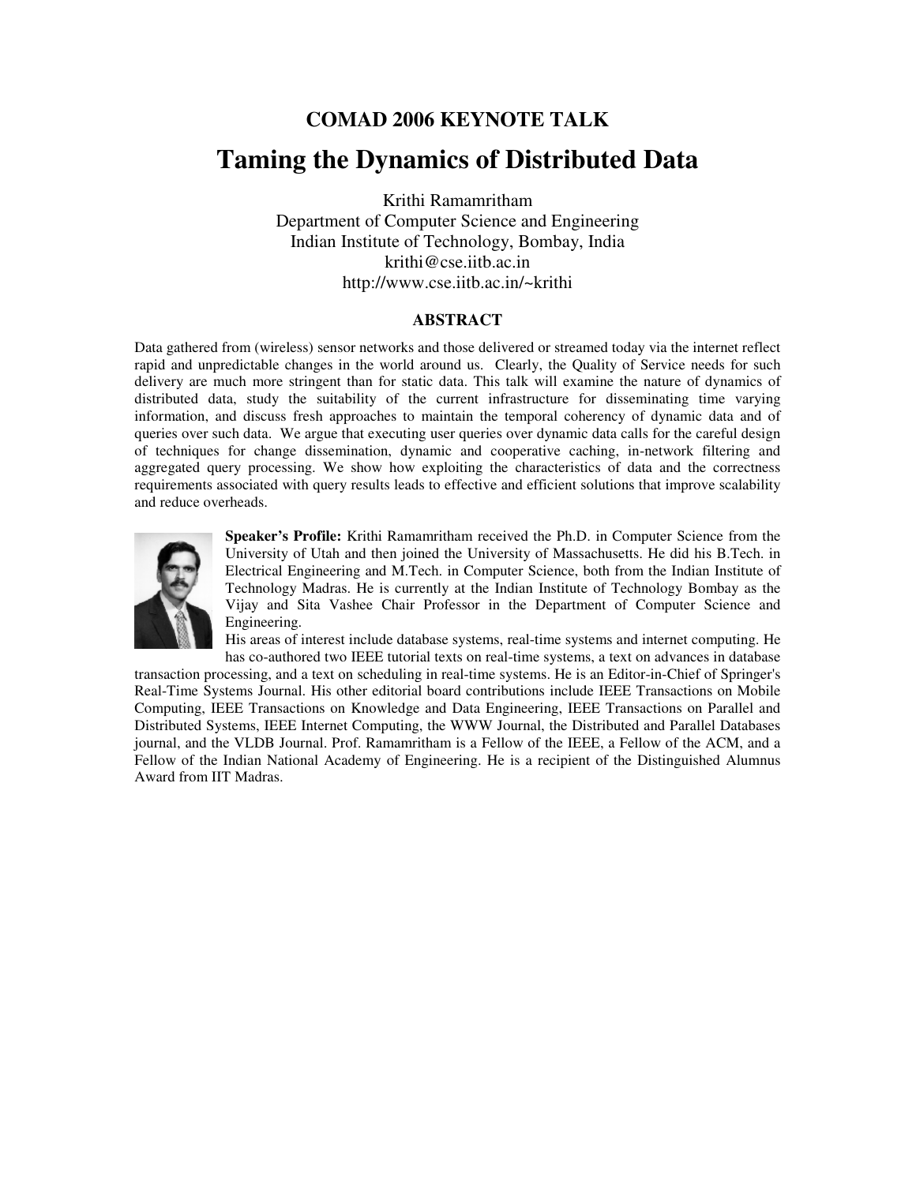## COMAD 2006 KEYNOTE TALK

# Taming the Dynamics of Distributed Data

Krithi Ramamritham
Department of Computer Science and Engineering
Indian Institute of Technology, Bombay, India
krithi@cse.iitb.ac.in
http://www.cse.iitb.ac.in/~krithi

### ABSTRACT

Data gathered from (wireless) sensor networks and those delivered or streamed today via the internet reflect rapid and unpredictable changes in the world around us. Clearly, the Quality of Service needs for such delivery are much more stringent than for static data. This talk will examine the nature of dynamics of distributed data, study the suitability of the current infrastructure for disseminating time varying information, and discuss fresh approaches to maintain the temporal coherency of dynamic data and of queries over such data. We argue that executing user queries over dynamic data calls for the careful design of techniques for change dissemination, dynamic and cooperative caching, in-network filtering and aggregated query processing. We show how exploiting the characteristics of data and the correctness requirements associated with query results leads to effective and efficient solutions that improve scalability and reduce overheads.

**Speaker's Profile:** Krithi Ramamritham received the Ph.D. in Computer Science from the University of Utah and then joined the University of Massachusetts. He did his B.Tech. in Electrical Engineering and M.Tech. in Computer Science, both from the Indian Institute of Technology Madras. He is currently at the Indian Institute of Technology Bombay as the Vijay and Sita Vashee Chair Professor in the Department of Computer Science and Engineering.

His areas of interest include database systems, real-time systems and internet computing. He has co-authored two IEEE tutorial texts on real-time systems, a text on advances in database transaction processing, and a text on scheduling in real-time systems. He is an Editor-in-Chief of Springer's Real-Time Systems Journal. His other editorial board contributions include IEEE Transactions on Mobile Computing, IEEE Transactions on Knowledge and Data Engineering, IEEE Transactions on Parallel and Distributed Systems, IEEE Internet Computing, the WWW Journal, the Distributed and Parallel Databases journal, and the VLDB Journal. Prof. Ramamritham is a Fellow of the IEEE, a Fellow of the ACM, and a Fellow of the Indian National Academy of Engineering. He is a recipient of the Distinguished Alumnus Award from IIT Madras.